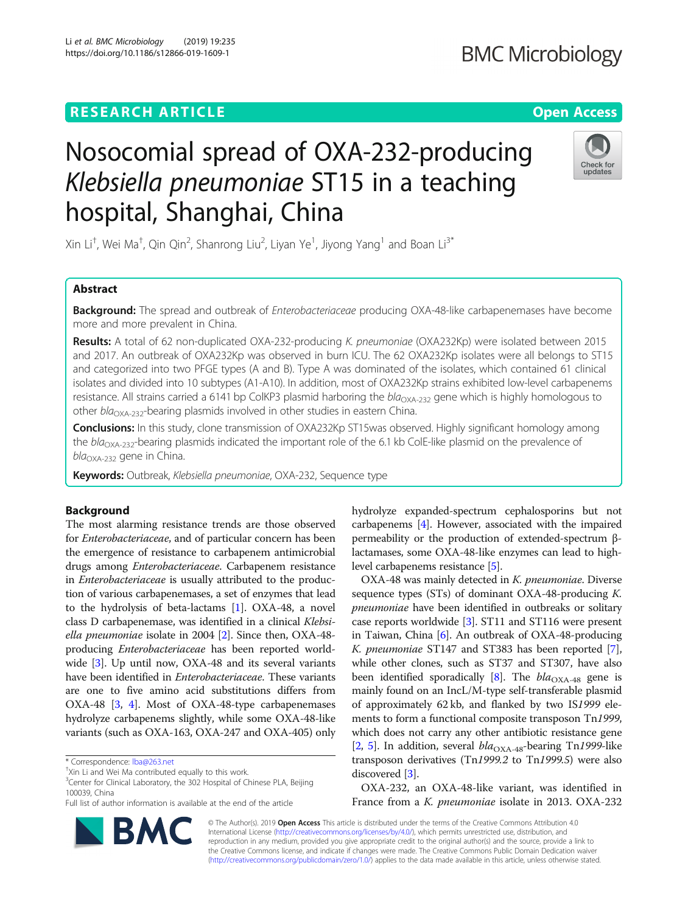**RESEARCH ARTICLE** **Open Access**

# Nosocomial spread of OXA-232-producing *Klebsiella pneumoniae* ST15 in a teaching hospital, Shanghai, China

Xin Li[†], Wei Ma[†], Qin Qin[2], Shanrong Liu[2], Liyan Ye[1], Jiyong Yang[1] and Boan Li[3*]

## Abstract

**Background:** The spread and outbreak of *Enterobacteriaceae* producing OXA-48-like carbapenemases have become more and more prevalent in China.

**Results:** A total of 62 non-duplicated OXA-232-producing *K. pneumoniae* (OXA232Kp) were isolated between 2015 and 2017. An outbreak of OXA232Kp was observed in burn ICU. The 62 OXA232Kp isolates were all belongs to ST15 and categorized into two PFGE types (A and B). Type A was dominated of the isolates, which contained 61 clinical isolates and divided into 10 subtypes (A1-A10). In addition, most of OXA232Kp strains exhibited low-level carbapenems resistance. All strains carried a 6141 bp ColKP3 plasmid harboring the $bla_{OXA-232}$ gene which is highly homologous to other $bla_{OXA-232}$-bearing plasmids involved in other studies in eastern China.

**Conclusions:** In this study, clone transmission of OXA232Kp ST15was observed. Highly significant homology among the $bla_{OXA-232}$-bearing plasmids indicated the important role of the 6.1 kb ColE-like plasmid on the prevalence of $bla_{OXA-232}$ gene in China.

**Keywords:** Outbreak, *Klebsiella pneumoniae*, OXA-232, Sequence type

## Background

The most alarming resistance trends are those observed for *Enterobacteriaceae*, and of particular concern has been the emergence of resistance to carbapenem antimicrobial drugs among *Enterobacteriaceae*. Carbapenem resistance in *Enterobacteriaceae* is usually attributed to the production of various carbapenemases, a set of enzymes that lead to the hydrolysis of beta-lactams [1]. OXA-48, a novel class D carbapenemase, was identified in a clinical *Klebsiella pneumoniae* isolate in 2004 [2]. Since then, OXA-48-producing *Enterobacteriaceae* has been reported worldwide [3]. Up until now, OXA-48 and its several variants have been identified in *Enterobacteriaceae*. These variants are one to five amino acid substitutions differs from OXA-48 [3, 4]. Most of OXA-48-type carbapenemases hydrolyze carbapenems slightly, while some OXA-48-like variants (such as OXA-163, OXA-247 and OXA-405) only hydrolyze expanded-spectrum cephalosporins but not carbapenems [4]. However, associated with the impaired permeability or the production of extended-spectrum β-lactamases, some OXA-48-like enzymes can lead to high-level carbapenems resistance [5].

OXA-48 was mainly detected in *K. pneumoniae*. Diverse sequence types (STs) of dominant OXA-48-producing *K. pneumoniae* have been identified in outbreaks or solitary case reports worldwide [3]. ST11 and ST116 were present in Taiwan, China [6]. An outbreak of OXA-48-producing *K. pneumoniae* ST147 and ST383 has been reported [7], while other clones, such as ST37 and ST307, have also been identified sporadically [8]. The $bla_{OXA-48}$ gene is mainly found on an IncL/M-type self-transferable plasmid of approximately 62 kb, and flanked by two IS*1999* elements to form a functional composite transposon Tn*1999*, which does not carry any other antibiotic resistance gene [2, 5]. In addition, several $bla_{OXA-48}$-bearing Tn*1999*-like transposon derivatives (Tn*1999.2* to Tn*1999.5*) were also discovered [3].

OXA-232, an OXA-48-like variant, was identified in France from a *K. pneumoniae* isolate in 2013. OXA-232

\* Correspondence: lba@263.net
[†]Xin Li and Wei Ma contributed equally to this work.
[3]Center for Clinical Laboratory, the 302 Hospital of Chinese PLA, Beijing 100039, China
Full list of author information is available at the end of the article

© The Author(s). 2019 **Open Access** This article is distributed under the terms of the Creative Commons Attribution 4.0 International License (http://creativecommons.org/licenses/by/4.0/), which permits unrestricted use, distribution, and reproduction in any medium, provided you give appropriate credit to the original author(s) and the source, provide a link to the Creative Commons license, and indicate if changes were made. The Creative Commons Public Domain Dedication waiver (http://creativecommons.org/publicdomain/zero/1.0/) applies to the data made available in this article, unless otherwise stated.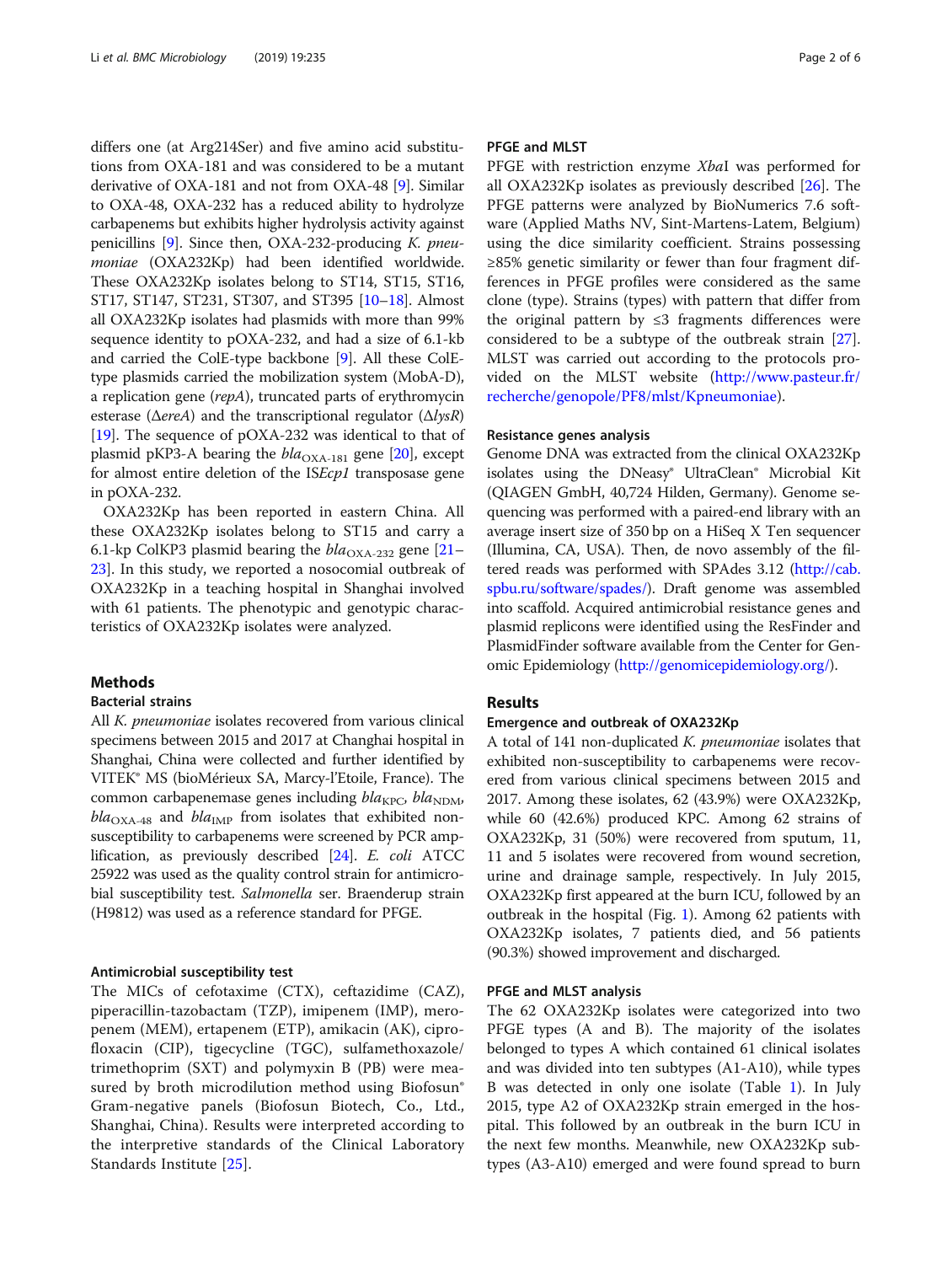differs one (at Arg214Ser) and five amino acid substitutions from OXA-181 and was considered to be a mutant derivative of OXA-181 and not from OXA-48 [9]. Similar to OXA-48, OXA-232 has a reduced ability to hydrolyze carbapenems but exhibits higher hydrolysis activity against penicillins [9]. Since then, OXA-232-producing *K. pneumoniae* (OXA232Kp) had been identified worldwide. These OXA232Kp isolates belong to ST14, ST15, ST16, ST17, ST147, ST231, ST307, and ST395 [10–18]. Almost all OXA232Kp isolates had plasmids with more than 99% sequence identity to pOXA-232, and had a size of 6.1-kb and carried the ColE-type backbone [9]. All these ColE-type plasmids carried the mobilization system (MobA-D), a replication gene (*repA*), truncated parts of erythromycin esterase (Δ*ereA*) and the transcriptional regulator (Δ*lysR*) [19]. The sequence of pOXA-232 was identical to that of plasmid pKP3-A bearing the $bla_{\text{OXA-181}}$ gene [20], except for almost entire deletion of the IS*Ecp1* transposase gene in pOXA-232.

OXA232Kp has been reported in eastern China. All these OXA232Kp isolates belong to ST15 and carry a 6.1-kp ColKP3 plasmid bearing the $bla_{\text{OXA-232}}$ gene [21–23]. In this study, we reported a nosocomial outbreak of OXA232Kp in a teaching hospital in Shanghai involved with 61 patients. The phenotypic and genotypic characteristics of OXA232Kp isolates were analyzed.

## Methods

### Bacterial strains

All *K. pneumoniae* isolates recovered from various clinical specimens between 2015 and 2017 at Changhai hospital in Shanghai, China were collected and further identified by VITEK® MS (bioMérieux SA, Marcy-l'Etoile, France). The common carbapenemase genes including $bla_{\text{KPC}}$, $bla_{\text{NDM}}$, $bla_{\text{OXA-48}}$ and $bla_{\text{IMP}}$ from isolates that exhibited non-susceptibility to carbapenems were screened by PCR amplification, as previously described [24]. *E. coli* ATCC 25922 was used as the quality control strain for antimicrobial susceptibility test. *Salmonella* ser. Braenderup strain (H9812) was used as a reference standard for PFGE.

### Antimicrobial susceptibility test

The MICs of cefotaxime (CTX), ceftazidime (CAZ), piperacillin-tazobactam (TZP), imipenem (IMP), meropenem (MEM), ertapenem (ETP), amikacin (AK), ciprofloxacin (CIP), tigecycline (TGC), sulfamethoxazole/trimethoprim (SXT) and polymyxin B (PB) were measured by broth microdilution method using Biofosun® Gram-negative panels (Biofosun Biotech, Co., Ltd., Shanghai, China). Results were interpreted according to the interpretive standards of the Clinical Laboratory Standards Institute [25].

### PFGE and MLST

PFGE with restriction enzyme *Xba*I was performed for all OXA232Kp isolates as previously described [26]. The PFGE patterns were analyzed by BioNumerics 7.6 software (Applied Maths NV, Sint-Martens-Latem, Belgium) using the dice similarity coefficient. Strains possessing ≥85% genetic similarity or fewer than four fragment differences in PFGE profiles were considered as the same clone (type). Strains (types) with pattern that differ from the original pattern by ≤3 fragments differences were considered to be a subtype of the outbreak strain [27]. MLST was carried out according to the protocols provided on the MLST website (http://www.pasteur.fr/recherche/genopole/PF8/mlst/Kpneumoniae).

### Resistance genes analysis

Genome DNA was extracted from the clinical OXA232Kp isolates using the DNeasy® UltraClean® Microbial Kit (QIAGEN GmbH, 40,724 Hilden, Germany). Genome sequencing was performed with a paired-end library with an average insert size of 350 bp on a HiSeq X Ten sequencer (Illumina, CA, USA). Then, de novo assembly of the filtered reads was performed with SPAdes 3.12 (http://cab.spbu.ru/software/spades/). Draft genome was assembled into scaffold. Acquired antimicrobial resistance genes and plasmid replicons were identified using the ResFinder and PlasmidFinder software available from the Center for Genomic Epidemiology (http://genomicepidemiology.org/).

## Results

### Emergence and outbreak of OXA232Kp

A total of 141 non-duplicated *K. pneumoniae* isolates that exhibited non-susceptibility to carbapenems were recovered from various clinical specimens between 2015 and 2017. Among these isolates, 62 (43.9%) were OXA232Kp, while 60 (42.6%) produced KPC. Among 62 strains of OXA232Kp, 31 (50%) were recovered from sputum, 11, 11 and 5 isolates were recovered from wound secretion, urine and drainage sample, respectively. In July 2015, OXA232Kp first appeared at the burn ICU, followed by an outbreak in the hospital (Fig. 1). Among 62 patients with OXA232Kp isolates, 7 patients died, and 56 patients (90.3%) showed improvement and discharged.

### PFGE and MLST analysis

The 62 OXA232Kp isolates were categorized into two PFGE types (A and B). The majority of the isolates belonged to types A which contained 61 clinical isolates and was divided into ten subtypes (A1-A10), while types B was detected in only one isolate (Table 1). In July 2015, type A2 of OXA232Kp strain emerged in the hospital. This followed by an outbreak in the burn ICU in the next few months. Meanwhile, new OXA232Kp subtypes (A3-A10) emerged and were found spread to burn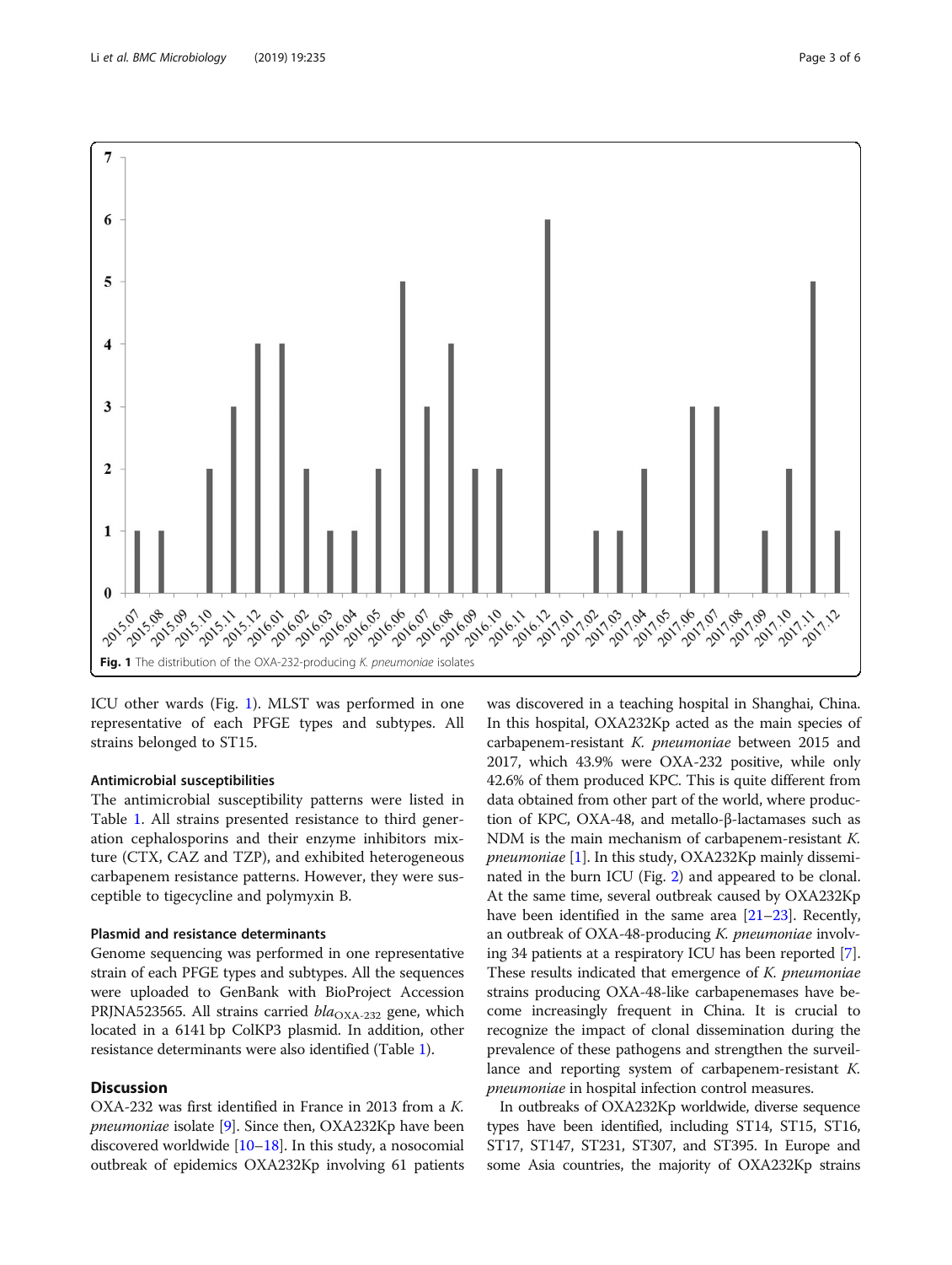Fig. 1 The distribution of the OXA-232-producing *K. pneumoniae* isolates

ICU other wards (Fig. 1). MLST was performed in one representative of each PFGE types and subtypes. All strains belonged to ST15.

### Antimicrobial susceptibilities

The antimicrobial susceptibility patterns were listed in Table 1. All strains presented resistance to third generation cephalosporins and their enzyme inhibitors mixture (CTX, CAZ and TZP), and exhibited heterogeneous carbapenem resistance patterns. However, they were susceptible to tigecycline and polymyxin B.

### Plasmid and resistance determinants

Genome sequencing was performed in one representative strain of each PFGE types and subtypes. All the sequences were uploaded to GenBank with BioProject Accession PRJNA523565. All strains carried $bla_{OXA-232}$ gene, which located in a 6141 bp ColKP3 plasmid. In addition, other resistance determinants were also identified (Table 1).

## Discussion

OXA-232 was first identified in France in 2013 from a *K. pneumoniae* isolate [9]. Since then, OXA232Kp have been discovered worldwide [10–18]. In this study, a nosocomial outbreak of epidemics OXA232Kp involving 61 patients was discovered in a teaching hospital in Shanghai, China. In this hospital, OXA232Kp acted as the main species of carbapenem-resistant *K. pneumoniae* between 2015 and 2017, which 43.9% were OXA-232 positive, while only 42.6% of them produced KPC. This is quite different from data obtained from other part of the world, where production of KPC, OXA-48, and metallo-β-lactamases such as NDM is the main mechanism of carbapenem-resistant *K. pneumoniae* [1]. In this study, OXA232Kp mainly disseminated in the burn ICU (Fig. 2) and appeared to be clonal. At the same time, several outbreak caused by OXA232Kp have been identified in the same area [21–23]. Recently, an outbreak of OXA-48-producing *K. pneumoniae* involving 34 patients at a respiratory ICU has been reported [7]. These results indicated that emergence of *K. pneumoniae* strains producing OXA-48-like carbapenemases have become increasingly frequent in China. It is crucial to recognize the impact of clonal dissemination during the prevalence of these pathogens and strengthen the surveillance and reporting system of carbapenem-resistant *K. pneumoniae* in hospital infection control measures.

In outbreaks of OXA232Kp worldwide, diverse sequence types have been identified, including ST14, ST15, ST16, ST17, ST147, ST231, ST307, and ST395. In Europe and some Asia countries, the majority of OXA232Kp strains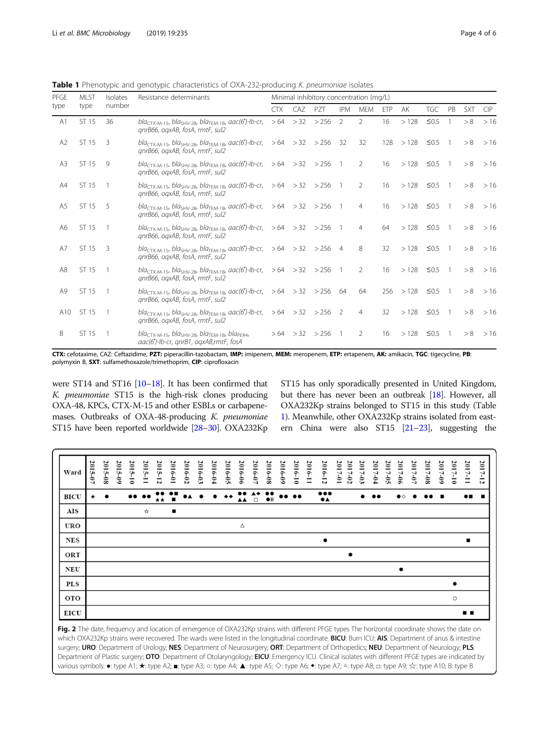**Table 1** Phenotypic and genotypic characteristics of OXA-232-producing *K. pneumoniae* isolates

| PFGE type | MLST type | Isolates number | Resistance determinants | Minimal inhibitory concentration (mg/L) | | | | | | | | | | |
|---|---|---|---|---|---|---|---|---|---|---|---|---|---|---|
| | | | | CTX | CAZ | PZT | IPM | MEM | ETP | AK | TGC | PB | SXT | CIP |
| A1 | ST 15 | 36 | $bla_{\text{CTX-M-15}}$, $bla_{\text{SHV-28}}$, $bla_{\text{TEM-1B}}$, *aac(6')-Ib-cr*, *qnrB66*, *oqxAB*, *fosA*, *rmtF*, *sul2* | > 64 | > 32 | > 256 | 2 | 2 | 16 | > 128 | ≤0.5 | 1 | > 8 | > 16 |
| A2 | ST 15 | 3 | $bla_{\text{CTX-M-15}}$, $bla_{\text{SHV-28}}$, $bla_{\text{TEM-1B}}$, *aac(6')-Ib-cr*, *qnrB66*, *oqxAB*, *fosA*, *rmtF*, *sul2* | > 64 | > 32 | > 256 | 32 | 32 | 128 | > 128 | ≤0.5 | 1 | > 8 | > 16 |
| A3 | ST 15 | 9 | $bla_{\text{CTX-M-15}}$, $bla_{\text{SHV-28}}$, $bla_{\text{TEM-1B}}$, *aac(6')-Ib-cr*, *qnrB66*, *oqxAB*, *fosA*, *rmtF*, *sul2* | > 64 | > 32 | > 256 | 1 | 2 | 16 | > 128 | ≤0.5 | 1 | > 8 | > 16 |
| A4 | ST 15 | 1 | $bla_{\text{CTX-M-15}}$, $bla_{\text{SHV-28}}$, $bla_{\text{TEM-1B}}$, *aac(6')-Ib-cr*, *qnrB66*, *oqxAB*, *fosA*, *rmtF*, *sul2* | > 64 | > 32 | > 256 | 1 | 2 | 16 | > 128 | ≤0.5 | 1 | > 8 | > 16 |
| A5 | ST 15 | 5 | $bla_{\text{CTX-M-15}}$, $bla_{\text{SHV-28}}$, $bla_{\text{TEM-1B}}$, *aac(6')-Ib-cr*, *qnrB66*, *oqxAB*, *fosA*, *rmtF*, *sul2* | > 64 | > 32 | > 256 | 1 | 4 | 16 | > 128 | ≤0.5 | 1 | > 8 | > 16 |
| A6 | ST 15 | 1 | $bla_{\text{CTX-M-15}}$, $bla_{\text{SHV-28}}$, $bla_{\text{TEM-1B}}$, *aac(6')-Ib-cr*, *qnrB66*, *oqxAB*, *fosA*, *rmtF*, *sul2* | > 64 | > 32 | > 256 | 1 | 4 | 64 | > 128 | ≤0.5 | 1 | > 8 | > 16 |
| A7 | ST 15 | 3 | $bla_{\text{CTX-M-15}}$, $bla_{\text{SHV-28}}$, $bla_{\text{TEM-1B}}$, *aac(6')-Ib-cr*, *qnrB66*, *oqxAB*, *fosA*, *rmtF*, *sul2* | > 64 | > 32 | > 256 | 4 | 8 | 32 | > 128 | ≤0.5 | 1 | > 8 | > 16 |
| A8 | ST 15 | 1 | $bla_{\text{CTX-M-15}}$, $bla_{\text{SHV-28}}$, $bla_{\text{TEM-1B}}$, *aac(6')-Ib-cr*, *qnrB66*, *oqxAB*, *fosA*, *rmtF*, *sul2* | > 64 | > 32 | > 256 | 1 | 2 | 16 | > 128 | ≤0.5 | 1 | > 8 | > 16 |
| A9 | ST 15 | 1 | $bla_{\text{CTX-M-15}}$, $bla_{\text{SHV-28}}$, $bla_{\text{TEM-1B}}$, *aac(6')-Ib-cr*, *qnrB66*, *oqxAB*, *fosA*, *rmtF*, *sul2* | > 64 | > 32 | > 256 | 64 | 64 | 256 | > 128 | ≤0.5 | 1 | > 8 | > 16 |
| A10 | ST 15 | 1 | $bla_{\text{CTX-M-15}}$, $bla_{\text{SHV-28}}$, $bla_{\text{TEM-1B}}$, *aac(6')-Ib-cr*, *qnrB66*, *oqxAB*, *fosA*, *rmtF*, *sul2* | > 64 | > 32 | > 256 | 2 | 4 | 32 | > 128 | ≤0.5 | 1 | > 8 | > 16 |
| B | ST 15 | 1 | $bla_{\text{CTX-M-15}}$, $bla_{\text{SHV-28}}$, $bla_{\text{TEM-1B}}$, $bla_{\text{PER4}}$, *aac(6')-Ib-cr*, *qnrB1*, *oqxAB*, *rmtF*, *fosA* | > 64 | > 32 | > 256 | 1 | 2 | 16 | > 128 | ≤0.5 | 1 | > 8 | > 16 |

**CTX:** cefotaxime, CAZ: Ceftazidime, **PZT:** piperacillin-tazobactam, **IMP:** imipenem, **MEM:** meropenem, **ETP:** ertapenem, **AK:** amikacin, **TGC:** tigecycline, **PB:** polymyxin B, **SXT:** sulfamethoxazole/trimethoprim, **CIP:** ciprofloxacin

were ST14 and ST16 [10–18]. It has been confirmed that *K. pneumoniae* ST15 is the high-risk clones producing OXA-48, KPCs, CTX-M-15 and other ESBLs or carbapenemases. Outbreaks of OXA-48-producing *K. pneumoniae* ST15 have been reported worldwide [28–30]. OXA232Kp ST15 has only sporadically presented in United Kingdom, but there has never been an outbreak [18]. However, all OXA232Kp strains belonged to ST15 in this study (Table 1). Meanwhile, other OXA232Kp strains isolated from eastern China were also ST15 [21–23], suggesting the

**Fig. 2** The date, frequency and location of emergence of OXA232Kp strains with different PFGE types The horizontal coordinate shows the date on which OXA232Kp strains were recovered. The wards were listed in the longitudinal coordinate. **BICU**: Burn ICU; **AIS**: Department of anus & intestine surgery; **URO**: Department of Urology; **NES**: Department of Neurosurgery; **ORT**: Department of Orthopedics; **NEU**: Department of Neurology; **PLS**: Department of Plastic surgery; **OTO**: Department of Otolaryngology; **EICU**: Emergency ICU. Clinical isolates with different PFGE types are indicated by various symbols: ●: type A1; ★: type A2; ■: type A3; ○: type A4; ▲: type A5; ◇: type A6; ◆: type A7; △: type A8; □: type A9; ☆: type A10; B: type B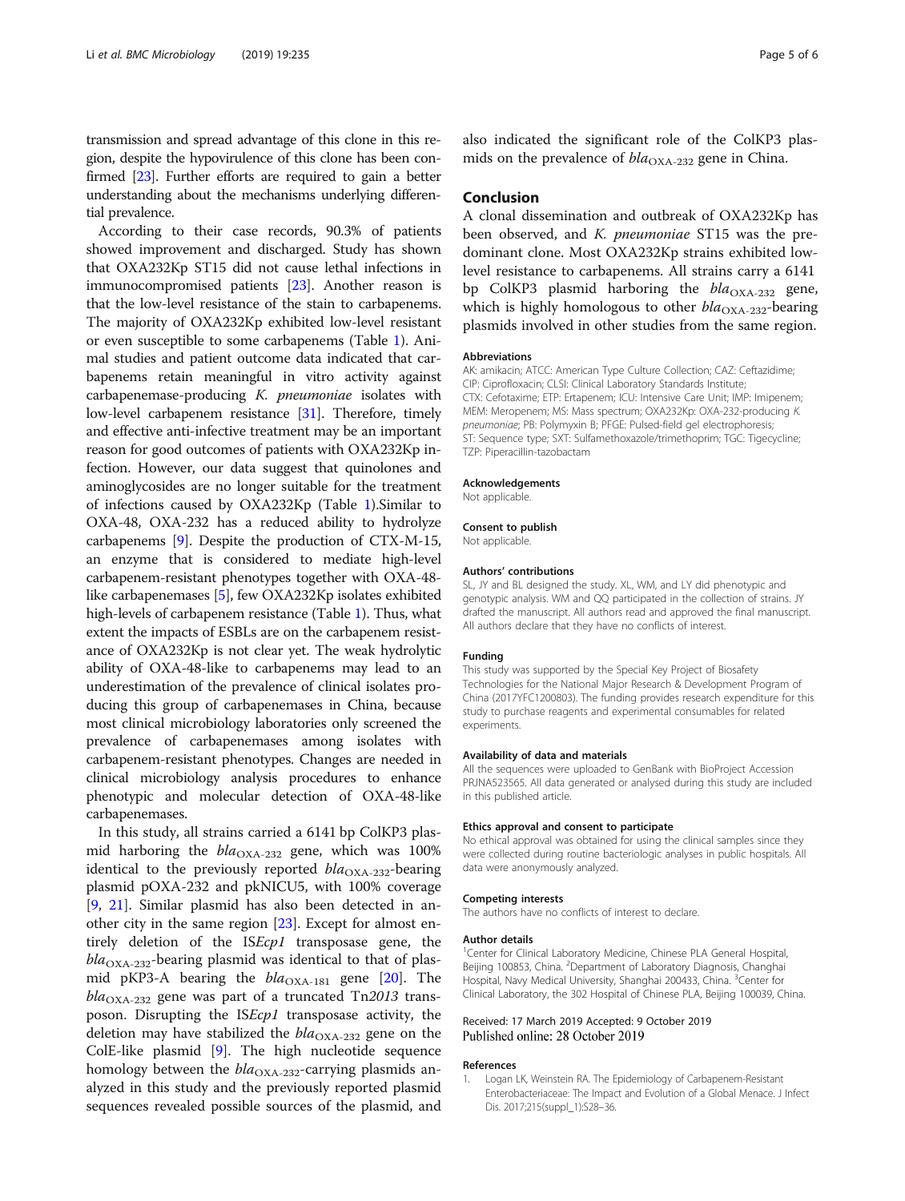transmission and spread advantage of this clone in this region, despite the hypovirulence of this clone has been confirmed [23]. Further efforts are required to gain a better understanding about the mechanisms underlying differential prevalence.

According to their case records, 90.3% of patients showed improvement and discharged. Study has shown that OXA232Kp ST15 did not cause lethal infections in immunocompromised patients [23]. Another reason is that the low-level resistance of the stain to carbapenems. The majority of OXA232Kp exhibited low-level resistant or even susceptible to some carbapenems (Table 1). Animal studies and patient outcome data indicated that carbapenems retain meaningful in vitro activity against carbapenemase-producing *K. pneumoniae* isolates with low-level carbapenem resistance [31]. Therefore, timely and effective anti-infective treatment may be an important reason for good outcomes of patients with OXA232Kp infection. However, our data suggest that quinolones and aminoglycosides are no longer suitable for the treatment of infections caused by OXA232Kp (Table 1).Similar to OXA-48, OXA-232 has a reduced ability to hydrolyze carbapenems [9]. Despite the production of CTX-M-15, an enzyme that is considered to mediate high-level carbapenem-resistant phenotypes together with OXA-48-like carbapenemases [5], few OXA232Kp isolates exhibited high-levels of carbapenem resistance (Table 1). Thus, what extent the impacts of ESBLs are on the carbapenem resistance of OXA232Kp is not clear yet. The weak hydrolytic ability of OXA-48-like to carbapenems may lead to an underestimation of the prevalence of clinical isolates producing this group of carbapenemases in China, because most clinical microbiology laboratories only screened the prevalence of carbapenemases among isolates with carbapenem-resistant phenotypes. Changes are needed in clinical microbiology analysis procedures to enhance phenotypic and molecular detection of OXA-48-like carbapenemases.

In this study, all strains carried a 6141 bp ColKP3 plasmid harboring the $bla_{\text{OXA-232}}$ gene, which was 100% identical to the previously reported $bla_{\text{OXA-232}}$-bearing plasmid pOXA-232 and pkNICU5, with 100% coverage [9, 21]. Similar plasmid has also been detected in another city in the same region [23]. Except for almost entirely deletion of the IS*Ecp1* transposase gene, the $bla_{\text{OXA-232}}$-bearing plasmid was identical to that of plasmid pKP3-A bearing the $bla_{\text{OXA-181}}$ gene [20]. The $bla_{\text{OXA-232}}$ gene was part of a truncated Tn*2013* transposon. Disrupting the IS*Ecp1* transposase activity, the deletion may have stabilized the $bla_{\text{OXA-232}}$ gene on the ColE-like plasmid [9]. The high nucleotide sequence homology between the $bla_{\text{OXA-232}}$-carrying plasmids analyzed in this study and the previously reported plasmid sequences revealed possible sources of the plasmid, and also indicated the significant role of the ColKP3 plasmids on the prevalence of $bla_{\text{OXA-232}}$ gene in China.

## Conclusion

A clonal dissemination and outbreak of OXA232Kp has been observed, and *K. pneumoniae* ST15 was the predominant clone. Most OXA232Kp strains exhibited low-level resistance to carbapenems. All strains carry a 6141 bp ColKP3 plasmid harboring the $bla_{\text{OXA-232}}$ gene, which is highly homologous to other $bla_{\text{OXA-232}}$-bearing plasmids involved in other studies from the same region.

#### Abbreviations

AK: amikacin; ATCC: American Type Culture Collection; CAZ: Ceftazidime; CIP: Ciprofloxacin; CLSI: Clinical Laboratory Standards Institute; CTX: Cefotaxime; ETP: Ertapenem; ICU: Intensive Care Unit; IMP: Imipenem; MEM: Meropenem; MS: Mass spectrum; OXA232Kp: OXA-232-producing *K. pneumoniae*; PB: Polymyxin B; PFGE: Pulsed-field gel electrophoresis; ST: Sequence type; SXT: Sulfamethoxazole/trimethoprim; TGC: Tigecycline; TZP: Piperacillin-tazobactam

#### Acknowledgements

Not applicable.

#### Consent to publish

Not applicable.

#### Authors' contributions

SL, JY and BL designed the study. XL, WM, and LY did phenotypic and genotypic analysis. WM and QQ participated in the collection of strains. JY drafted the manuscript. All authors read and approved the final manuscript. All authors declare that they have no conflicts of interest.

#### Funding

This study was supported by the Special Key Project of Biosafety Technologies for the National Major Research & Development Program of China (2017YFC1200803). The funding provides research expenditure for this study to purchase reagents and experimental consumables for related experiments.

#### Availability of data and materials

All the sequences were uploaded to GenBank with BioProject Accession PRJNA523565. All data generated or analysed during this study are included in this published article.

#### Ethics approval and consent to participate

No ethical approval was obtained for using the clinical samples since they were collected during routine bacteriologic analyses in public hospitals. All data were anonymously analyzed.

#### Competing interests

The authors have no conflicts of interest to declare.

#### Author details

[1]Center for Clinical Laboratory Medicine, Chinese PLA General Hospital, Beijing 100853, China. [2]Department of Laboratory Diagnosis, Changhai Hospital, Navy Medical University, Shanghai 200433, China. [3]Center for Clinical Laboratory, the 302 Hospital of Chinese PLA, Beijing 100039, China.

Received: 17 March 2019 Accepted: 9 October 2019
Published online: 28 October 2019

#### References

1. Logan LK, Weinstein RA. The Epidemiology of Carbapenem-Resistant Enterobacteriaceae: The Impact and Evolution of a Global Menace. J Infect Dis. 2017;215(suppl_1):S28–36.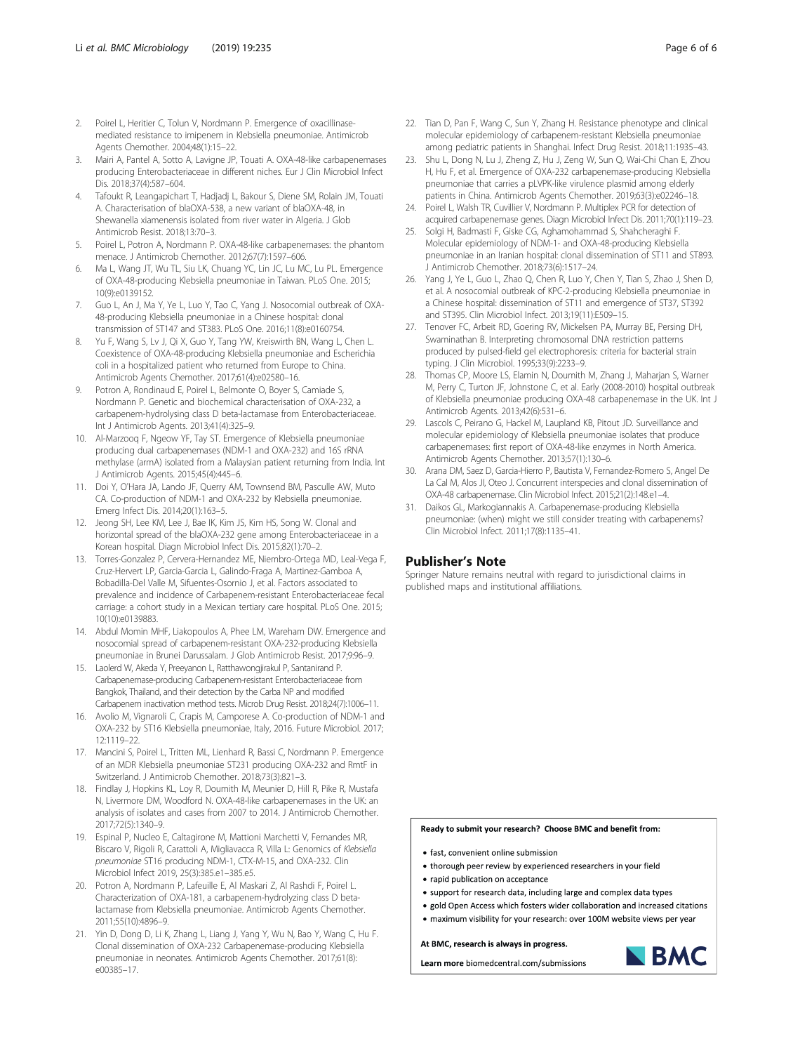2. Poirel L, Heritier C, Tolun V, Nordmann P. Emergence of oxacillinase-mediated resistance to imipenem in Klebsiella pneumoniae. Antimicrob Agents Chemother. 2004;48(1):15–22.
3. Mairi A, Pantel A, Sotto A, Lavigne JP, Touati A. OXA-48-like carbapenemases producing Enterobacteriaceae in different niches. Eur J Clin Microbiol Infect Dis. 2018;37(4):587–604.
4. Tafoukt R, Leangapichart T, Hadjadj L, Bakour S, Diene SM, Rolain JM, Touati A. Characterisation of blaOXA-538, a new variant of blaOXA-48, in Shewanella xiamenensis isolated from river water in Algeria. J Glob Antimicrob Resist. 2018;13:70–3.
5. Poirel L, Potron A, Nordmann P. OXA-48-like carbapenemases: the phantom menace. J Antimicrob Chemother. 2012;67(7):1597–606.
6. Ma L, Wang JT, Wu TL, Siu LK, Chuang YC, Lin JC, Lu MC, Lu PL. Emergence of OXA-48-producing Klebsiella pneumoniae in Taiwan. PLoS One. 2015;10(9):e0139152.
7. Guo L, An J, Ma Y, Ye L, Luo Y, Tao C, Yang J. Nosocomial outbreak of OXA-48-producing Klebsiella pneumoniae in a Chinese hospital: clonal transmission of ST147 and ST383. PLoS One. 2016;11(8):e0160754.
8. Yu F, Wang S, Lv J, Qi X, Guo Y, Tang YW, Kreiswirth BN, Wang L, Chen L. Coexistence of OXA-48-producing Klebsiella pneumoniae and Escherichia coli in a hospitalized patient who returned from Europe to China. Antimicrob Agents Chemother. 2017;61(4):e02580–16.
9. Potron A, Rondinaud E, Poirel L, Belmonte O, Boyer S, Camiade S, Nordmann P. Genetic and biochemical characterisation of OXA-232, a carbapenem-hydrolysing class D beta-lactamase from Enterobacteriaceae. Int J Antimicrob Agents. 2013;41(4):325–9.
10. Al-Marzooq F, Ngeow YF, Tay ST. Emergence of Klebsiella pneumoniae producing dual carbapenemases (NDM-1 and OXA-232) and 16S rRNA methylase (armA) isolated from a Malaysian patient returning from India. Int J Antimicrob Agents. 2015;45(4):445–6.
11. Doi Y, O'Hara JA, Lando JF, Querry AM, Townsend BM, Pasculle AW, Muto CA. Co-production of NDM-1 and OXA-232 by Klebsiella pneumoniae. Emerg Infect Dis. 2014;20(1):163–5.
12. Jeong SH, Lee KM, Lee J, Bae IK, Kim JS, Kim HS, Song W. Clonal and horizontal spread of the blaOXA-232 gene among Enterobacteriaceae in a Korean hospital. Diagn Microbiol Infect Dis. 2015;82(1):70–2.
13. Torres-Gonzalez P, Cervera-Hernandez ME, Niembro-Ortega MD, Leal-Vega F, Cruz-Hervert LP, Garcia-Garcia L, Galindo-Fraga A, Martinez-Gamboa A, Bobadilla-Del Valle M, Sifuentes-Osornio J, et al. Factors associated to prevalence and incidence of Carbapenem-resistant Enterobacteriaceae fecal carriage: a cohort study in a Mexican tertiary care hospital. PLoS One. 2015;10(10):e0139883.
14. Abdul Momin MHF, Liakopoulos A, Phee LM, Wareham DW. Emergence and nosocomial spread of carbapenem-resistant OXA-232-producing Klebsiella pneumoniae in Brunei Darussalam. J Glob Antimicrob Resist. 2017;9:96–9.
15. Laolerd W, Akeda Y, Preeyanon L, Ratthawongjirakul P, Santanirand P. Carbapenemase-producing Carbapenem-resistant Enterobacteriaceae from Bangkok, Thailand, and their detection by the Carba NP and modified Carbapenem inactivation method tests. Microb Drug Resist. 2018;24(7):1006–11.
16. Avolio M, Vignaroli C, Crapis M, Camporese A. Co-production of NDM-1 and OXA-232 by ST16 Klebsiella pneumoniae, Italy, 2016. Future Microbiol. 2017;12:1119–22.
17. Mancini S, Poirel L, Tritten ML, Lienhard R, Bassi C, Nordmann P. Emergence of an MDR Klebsiella pneumoniae ST231 producing OXA-232 and RmtF in Switzerland. J Antimicrob Chemother. 2018;73(3):821–3.
18. Findlay J, Hopkins KL, Loy R, Doumith M, Meunier D, Hill R, Pike R, Mustafa N, Livermore DM, Woodford N. OXA-48-like carbapenemases in the UK: an analysis of isolates and cases from 2007 to 2014. J Antimicrob Chemother. 2017;72(5):1340–9.
19. Espinal P, Nucleo E, Caltagirone M, Mattioni Marchetti V, Fernandes MR, Biscaro V, Rigoli R, Carattoli A, Migliavacca R, Villa L: Genomics of *Klebsiella pneumoniae* ST16 producing NDM-1, CTX-M-15, and OXA-232. Clin Microbiol Infect 2019, 25(3):385.e1–385.e5.
20. Potron A, Nordmann P, Lafeuille E, Al Maskari Z, Al Rashdi F, Poirel L. Characterization of OXA-181, a carbapenem-hydrolyzing class D beta-lactamase from Klebsiella pneumoniae. Antimicrob Agents Chemother. 2011;55(10):4896–9.
21. Yin D, Dong D, Li K, Zhang L, Liang J, Yang Y, Wu N, Bao Y, Wang C, Hu F. Clonal dissemination of OXA-232 Carbapenemase-producing Klebsiella pneumoniae in neonates. Antimicrob Agents Chemother. 2017;61(8):e00385–17.
22. Tian D, Pan F, Wang C, Sun Y, Zhang H. Resistance phenotype and clinical molecular epidemiology of carbapenem-resistant Klebsiella pneumoniae among pediatric patients in Shanghai. Infect Drug Resist. 2018;11:1935–43.
23. Shu L, Dong N, Lu J, Zheng Z, Hu J, Zeng W, Sun Q, Wai-Chi Chan E, Zhou H, Hu F, et al. Emergence of OXA-232 carbapenemase-producing Klebsiella pneumoniae that carries a pLVPK-like virulence plasmid among elderly patients in China. Antimicrob Agents Chemother. 2019;63(3):e02246–18.
24. Poirel L, Walsh TR, Cuvillier V, Nordmann P. Multiplex PCR for detection of acquired carbapenemase genes. Diagn Microbiol Infect Dis. 2011;70(1):119–23.
25. Solgi H, Badmasti F, Giske CG, Aghamohammad S, Shahcheraghi F. Molecular epidemiology of NDM-1- and OXA-48-producing Klebsiella pneumoniae in an Iranian hospital: clonal dissemination of ST11 and ST893. J Antimicrob Chemother. 2018;73(6):1517–24.
26. Yang J, Ye L, Guo L, Zhao Q, Chen R, Luo Y, Chen Y, Tian S, Zhao J, Shen D, et al. A nosocomial outbreak of KPC-2-producing Klebsiella pneumoniae in a Chinese hospital: dissemination of ST11 and emergence of ST37, ST392 and ST395. Clin Microbiol Infect. 2013;19(11):E509–15.
27. Tenover FC, Arbeit RD, Goering RV, Mickelsen PA, Murray BE, Persing DH, Swaminathan B. Interpreting chromosomal DNA restriction patterns produced by pulsed-field gel electrophoresis: criteria for bacterial strain typing. J Clin Microbiol. 1995;33(9):2233–9.
28. Thomas CP, Moore LS, Elamin N, Doumith M, Zhang J, Maharjan S, Warner M, Perry C, Turton JF, Johnstone C, et al. Early (2008-2010) hospital outbreak of Klebsiella pneumoniae producing OXA-48 carbapenemase in the UK. Int J Antimicrob Agents. 2013;42(6):531–6.
29. Lascols C, Peirano G, Hackel M, Laupland KB, Pitout JD. Surveillance and molecular epidemiology of Klebsiella pneumoniae isolates that produce carbapenemases: first report of OXA-48-like enzymes in North America. Antimicrob Agents Chemother. 2013;57(1):130–6.
30. Arana DM, Saez D, Garcia-Hierro P, Bautista V, Fernandez-Romero S, Angel De La Cal M, Alos JI, Oteo J. Concurrent interspecies and clonal dissemination of OXA-48 carbapenemase. Clin Microbiol Infect. 2015;21(2):148.e1–4.
31. Daikos GL, Markogiannakis A. Carbapenemase-producing Klebsiella pneumoniae: (when) might we still consider treating with carbapenems? Clin Microbiol Infect. 2011;17(8):1135–41.

## Publisher's Note

Springer Nature remains neutral with regard to jurisdictional claims in published maps and institutional affiliations.

**Ready to submit your research? Choose BMC and benefit from:**

- fast, convenient online submission
- thorough peer review by experienced researchers in your field
- rapid publication on acceptance
- support for research data, including large and complex data types
- gold Open Access which fosters wider collaboration and increased citations
- maximum visibility for your research: over 100M website views per year

**At BMC, research is always in progress.**

**Learn more** biomedcentral.com/submissions

BMC